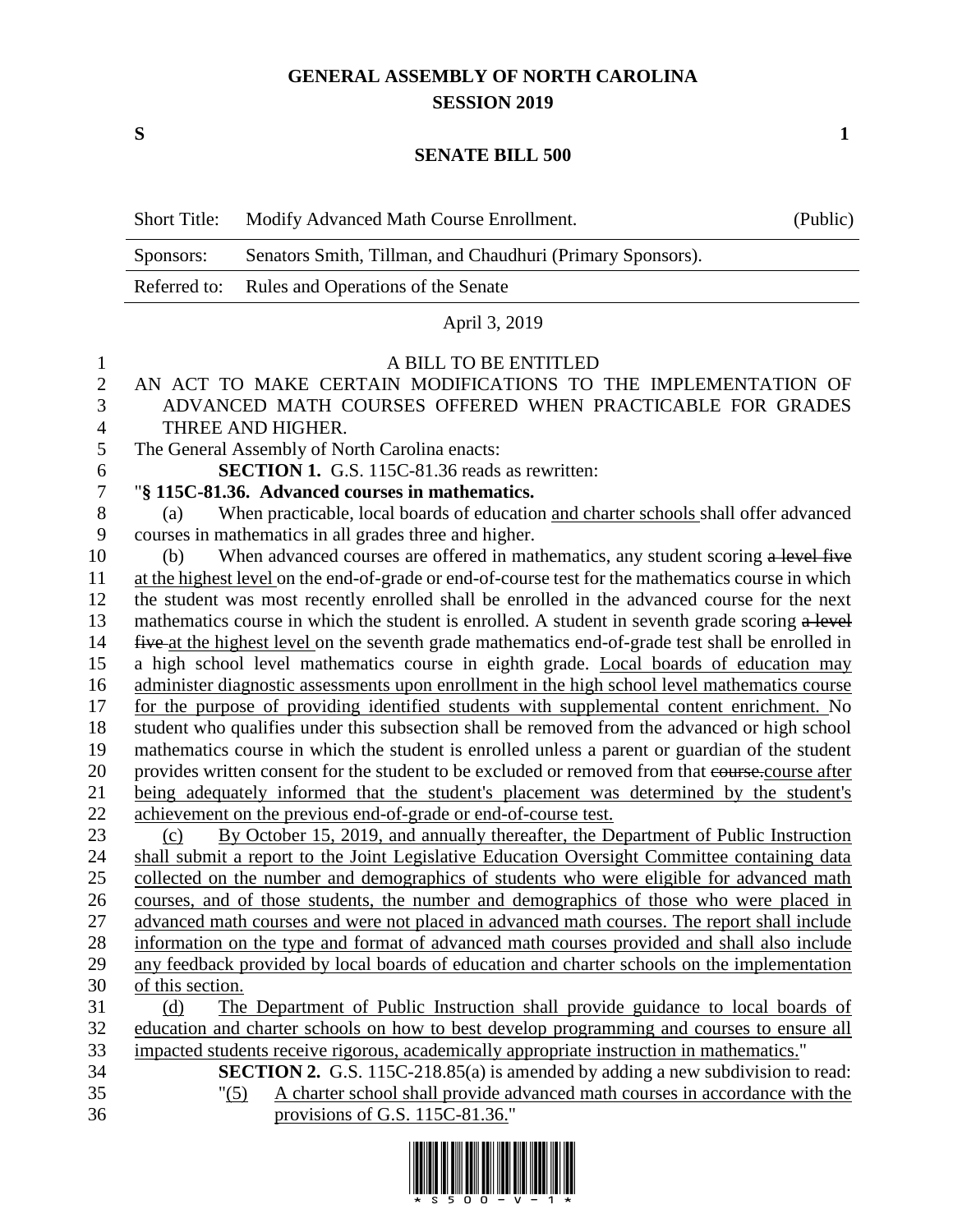# GENERAL ASSEMBLY OF NORTH CAROLINA
## SESSION 2019

**S** **1**

## SENATE BILL 500

| | | |
|---|---|---|
| Short Title: | Modify Advanced Math Course Enrollment. | (Public) |
| Sponsors: | Senators Smith, Tillman, and Chaudhuri (Primary Sponsors). | |
| Referred to: | Rules and Operations of the Senate | |

April 3, 2019

A BILL TO BE ENTITLED

AN ACT TO MAKE CERTAIN MODIFICATIONS TO THE IMPLEMENTATION OF ADVANCED MATH COURSES OFFERED WHEN PRACTICABLE FOR GRADES THREE AND HIGHER.

The General Assembly of North Carolina enacts:

**SECTION 1.** G.S. 115C-81.36 reads as rewritten:

"**§ 115C-81.36. Advanced courses in mathematics.**

(a) When practicable, local boards of education and charter schools shall offer advanced courses in mathematics in all grades three and higher.

(b) When advanced courses are offered in mathematics, any student scoring ~~a level five~~ at the highest level on the end-of-grade or end-of-course test for the mathematics course in which the student was most recently enrolled shall be enrolled in the advanced course for the next mathematics course in which the student is enrolled. A student in seventh grade scoring ~~a level five~~ at the highest level on the seventh grade mathematics end-of-grade test shall be enrolled in a high school level mathematics course in eighth grade. Local boards of education may administer diagnostic assessments upon enrollment in the high school level mathematics course for the purpose of providing identified students with supplemental content enrichment. No student who qualifies under this subsection shall be removed from the advanced or high school mathematics course in which the student is enrolled unless a parent or guardian of the student provides written consent for the student to be excluded or removed from that ~~course.~~course after being adequately informed that the student's placement was determined by the student's achievement on the previous end-of-grade or end-of-course test.

(c) By October 15, 2019, and annually thereafter, the Department of Public Instruction shall submit a report to the Joint Legislative Education Oversight Committee containing data collected on the number and demographics of students who were eligible for advanced math courses, and of those students, the number and demographics of those who were placed in advanced math courses and were not placed in advanced math courses. The report shall include information on the type and format of advanced math courses provided and shall also include any feedback provided by local boards of education and charter schools on the implementation of this section.

(d) The Department of Public Instruction shall provide guidance to local boards of education and charter schools on how to best develop programming and courses to ensure all impacted students receive rigorous, academically appropriate instruction in mathematics."

**SECTION 2.** G.S. 115C-218.85(a) is amended by adding a new subdivision to read:

"(5) A charter school shall provide advanced math courses in accordance with the provisions of G.S. 115C-81.36."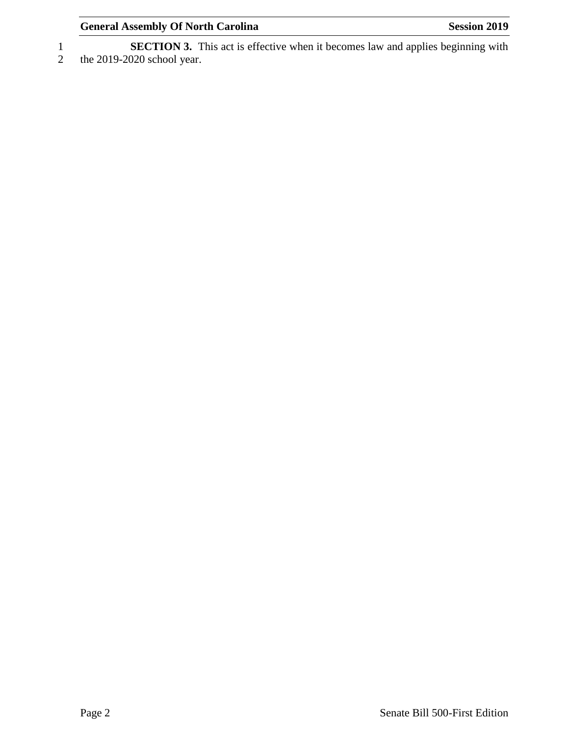**SECTION 3.** This act is effective when it becomes law and applies beginning with the 2019-2020 school year.